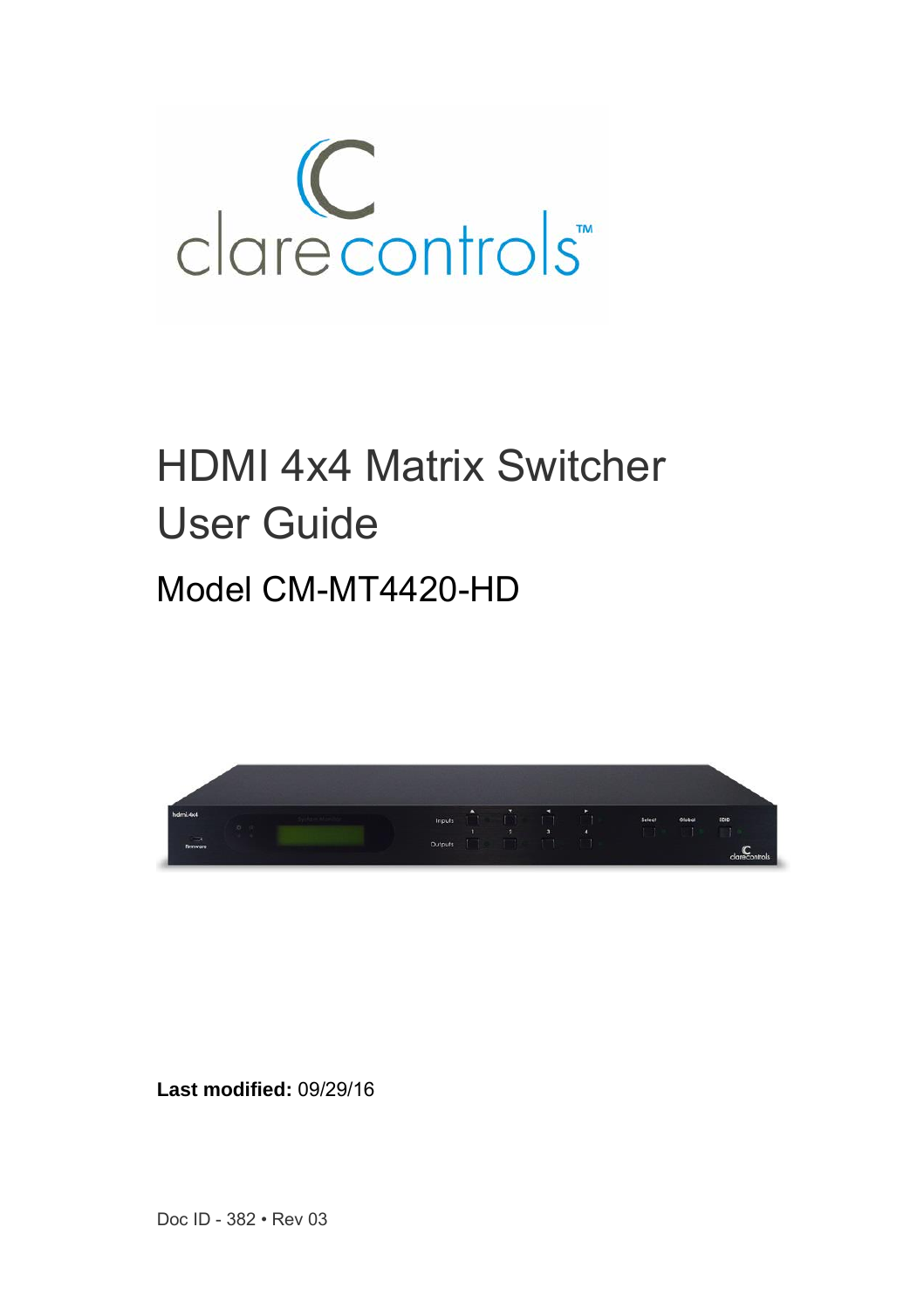# HDMI 4x4 Matrix Switcher User Guide

## Model CM-MT4420-HD

**Last modified:** 09/29/16

Doc ID - 382 • Rev 03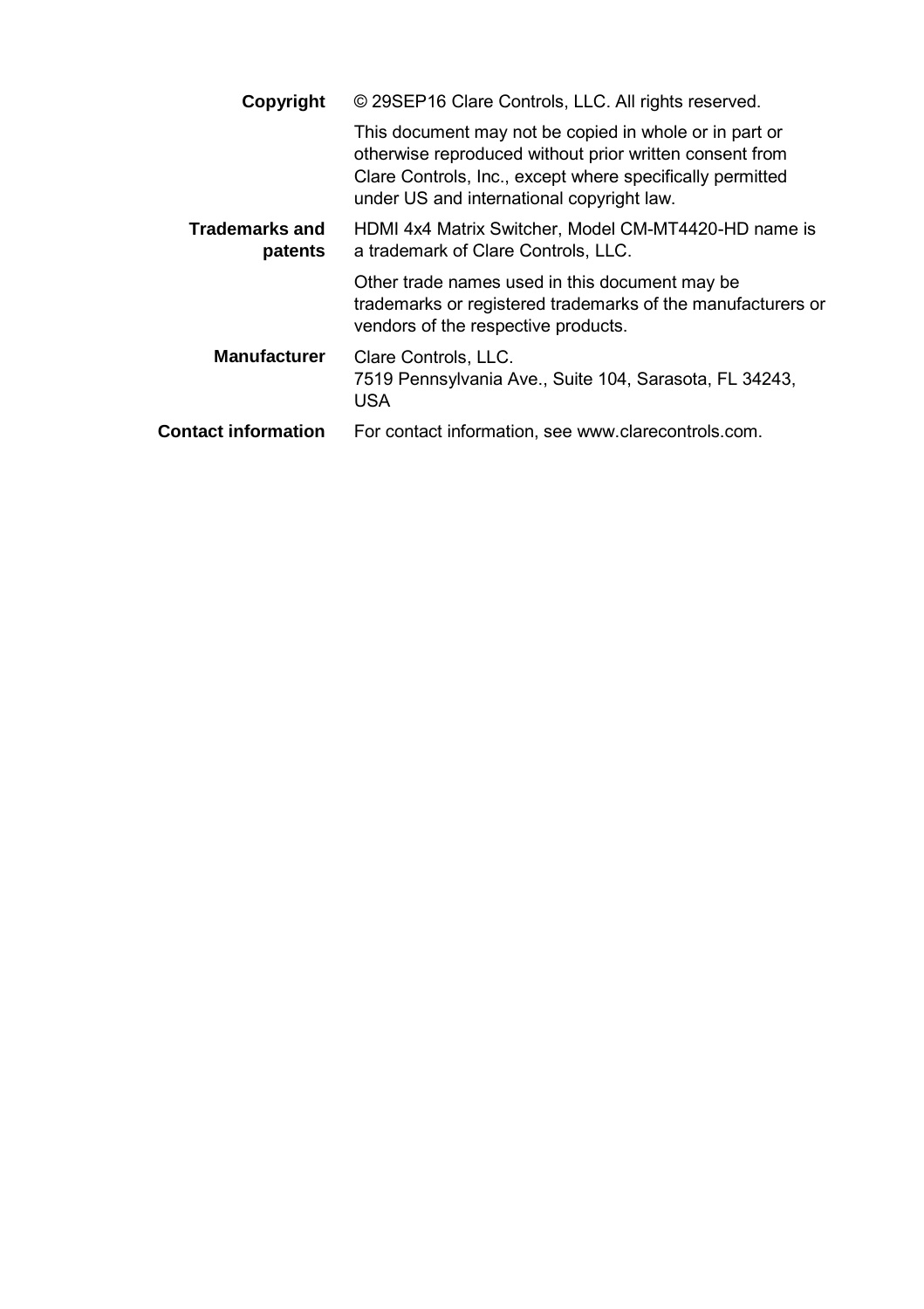| | |
|---|---|
| **Copyright** | © 29SEP16 Clare Controls, LLC. All rights reserved.<br><br>This document may not be copied in whole or in part or otherwise reproduced without prior written consent from Clare Controls, Inc., except where specifically permitted under US and international copyright law. |
| **Trademarks and patents** | HDMI 4x4 Matrix Switcher, Model CM-MT4420-HD name is a trademark of Clare Controls, LLC.<br><br>Other trade names used in this document may be trademarks or registered trademarks of the manufacturers or vendors of the respective products. |
| **Manufacturer** | Clare Controls, LLC.<br>7519 Pennsylvania Ave., Suite 104, Sarasota, FL 34243, USA |
| **Contact information** | For contact information, see www.clarecontrols.com. |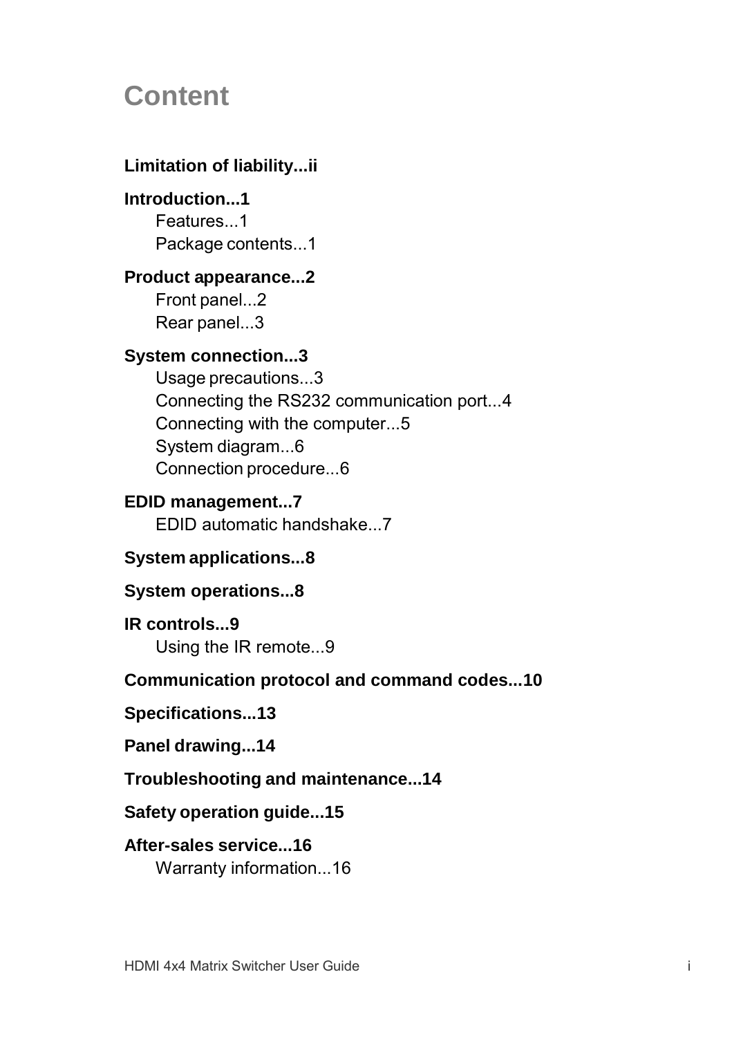# Content

**Limitation of liability...ii**

**Introduction...1**

- Features...1
- Package contents...1

**Product appearance...2**

- Front panel...2
- Rear panel...3

**System connection...3**

- Usage precautions...3
- Connecting the RS232 communication port...4
- Connecting with the computer...5
- System diagram...6
- Connection procedure...6

**EDID management...7**

- EDID automatic handshake...7

**System applications...8**

**System operations...8**

**IR controls...9**

- Using the IR remote...9

**Communication protocol and command codes...10**

**Specifications...13**

**Panel drawing...14**

**Troubleshooting and maintenance...14**

**Safety operation guide...15**

**After-sales service...16**

- Warranty information...16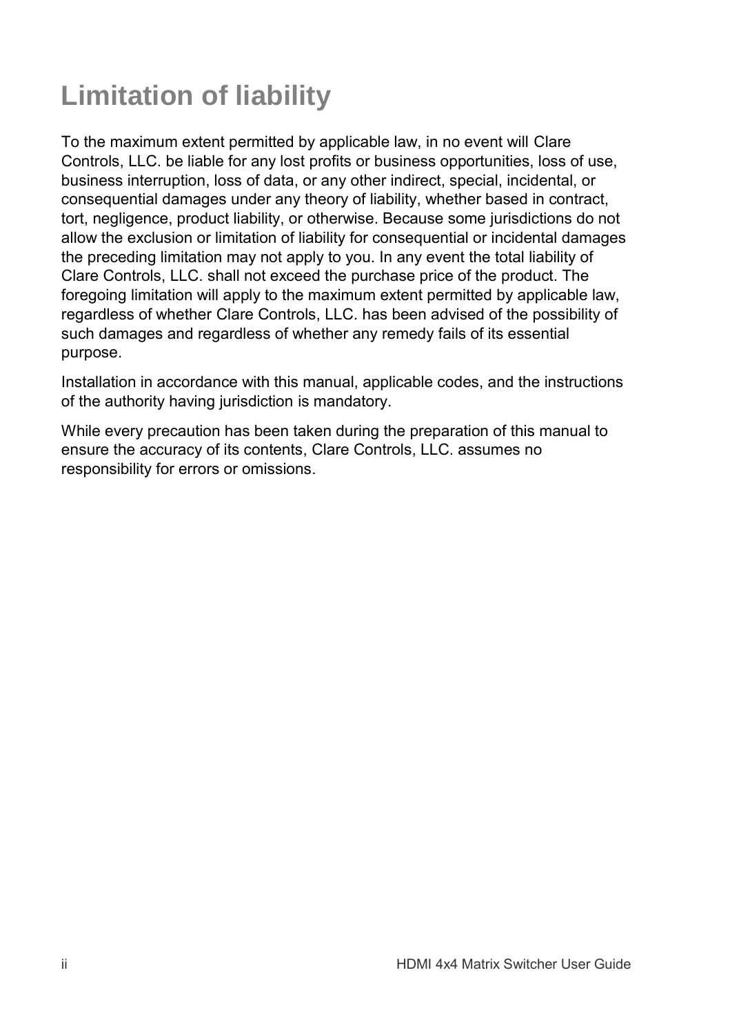# Limitation of liability

To the maximum extent permitted by applicable law, in no event will Clare Controls, LLC. be liable for any lost profits or business opportunities, loss of use, business interruption, loss of data, or any other indirect, special, incidental, or consequential damages under any theory of liability, whether based in contract, tort, negligence, product liability, or otherwise. Because some jurisdictions do not allow the exclusion or limitation of liability for consequential or incidental damages the preceding limitation may not apply to you. In any event the total liability of Clare Controls, LLC. shall not exceed the purchase price of the product. The foregoing limitation will apply to the maximum extent permitted by applicable law, regardless of whether Clare Controls, LLC. has been advised of the possibility of such damages and regardless of whether any remedy fails of its essential purpose.

Installation in accordance with this manual, applicable codes, and the instructions of the authority having jurisdiction is mandatory.

While every precaution has been taken during the preparation of this manual to ensure the accuracy of its contents, Clare Controls, LLC. assumes no responsibility for errors or omissions.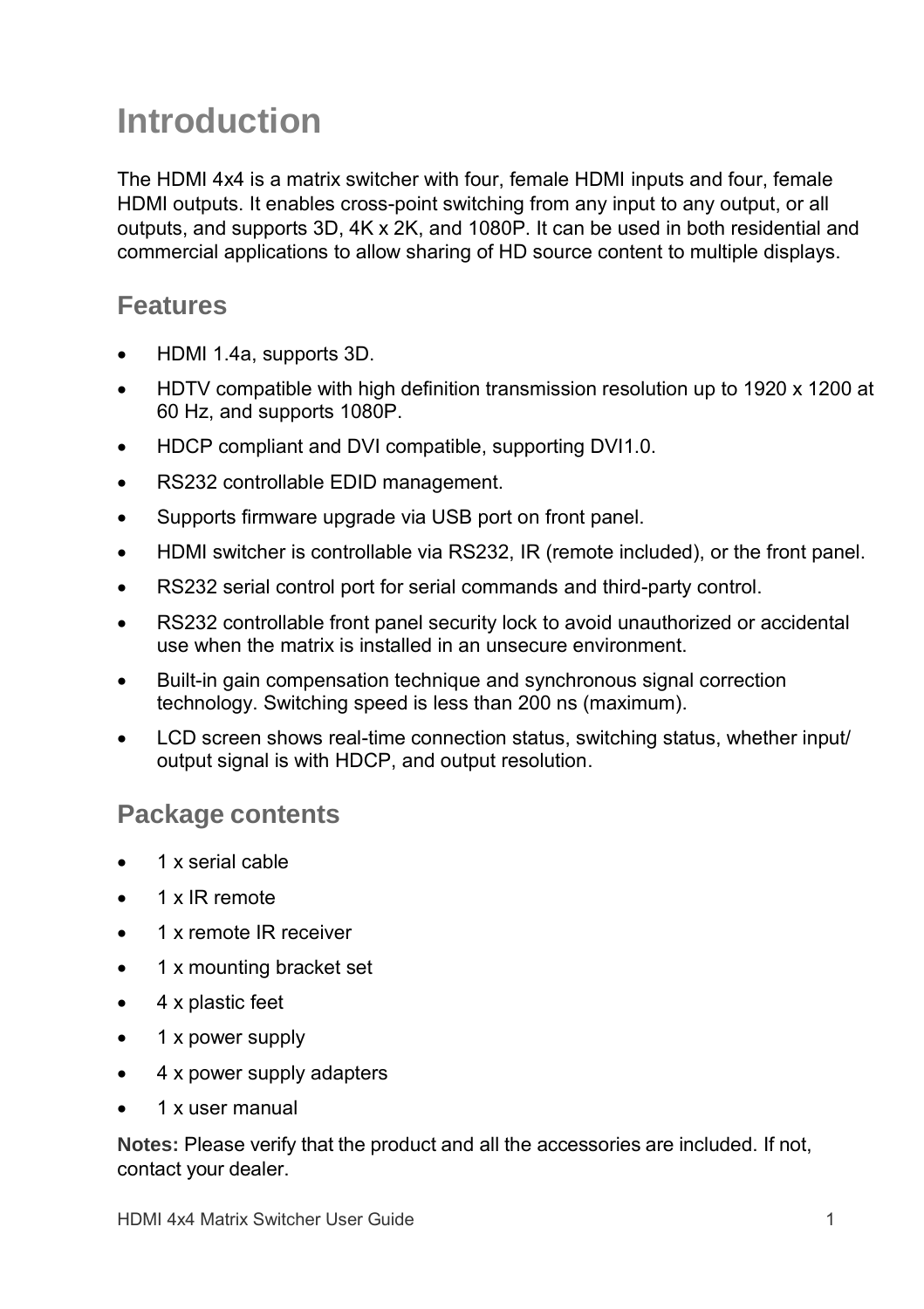# Introduction

The HDMI 4x4 is a matrix switcher with four, female HDMI inputs and four, female HDMI outputs. It enables cross-point switching from any input to any output, or all outputs, and supports 3D, 4K x 2K, and 1080P. It can be used in both residential and commercial applications to allow sharing of HD source content to multiple displays.

## Features

- HDMI 1.4a, supports 3D.
- HDTV compatible with high definition transmission resolution up to 1920 x 1200 at 60 Hz, and supports 1080P.
- HDCP compliant and DVI compatible, supporting DVI1.0.
- RS232 controllable EDID management.
- Supports firmware upgrade via USB port on front panel.
- HDMI switcher is controllable via RS232, IR (remote included), or the front panel.
- RS232 serial control port for serial commands and third-party control.
- RS232 controllable front panel security lock to avoid unauthorized or accidental use when the matrix is installed in an unsecure environment.
- Built-in gain compensation technique and synchronous signal correction technology. Switching speed is less than 200 ns (maximum).
- LCD screen shows real-time connection status, switching status, whether input/output signal is with HDCP, and output resolution.

## Package contents

- 1 x serial cable
- 1 x IR remote
- 1 x remote IR receiver
- 1 x mounting bracket set
- 4 x plastic feet
- 1 x power supply
- 4 x power supply adapters
- 1 x user manual

**Notes:** Please verify that the product and all the accessories are included. If not, contact your dealer.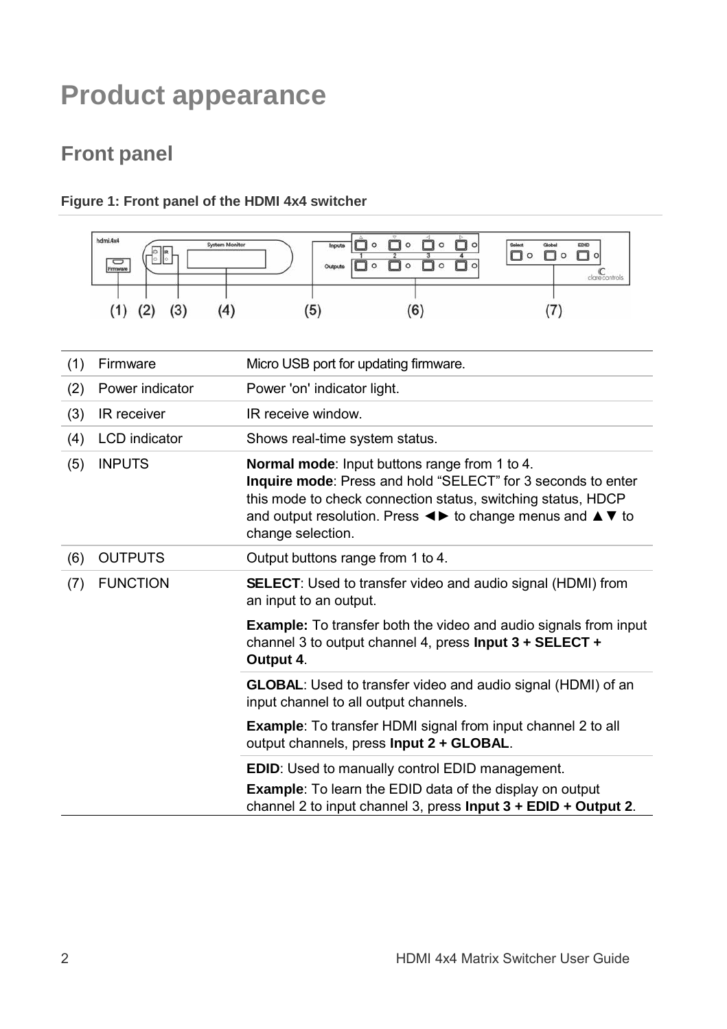# Product appearance

## Front panel

**Figure 1: Front panel of the HDMI 4x4 switcher**

| | | |
|---|---|---|
| (1) | Firmware | Micro USB port for updating firmware. |
| (2) | Power indicator | Power 'on' indicator light. |
| (3) | IR receiver | IR receive window. |
| (4) | LCD indicator | Shows real-time system status. |
| (5) | INPUTS | **Normal mode**: Input buttons range from 1 to 4.<br>**Inquire mode**: Press and hold "SELECT" for 3 seconds to enter this mode to check connection status, switching status, HDCP and output resolution. Press ◄► to change menus and ▲▼ to change selection. |
| (6) | OUTPUTS | Output buttons range from 1 to 4. |
| (7) | FUNCTION | **SELECT**: Used to transfer video and audio signal (HDMI) from an input to an output.<br>**Example:** To transfer both the video and audio signals from input channel 3 to output channel 4, press **Input 3 + SELECT + Output 4**. |
| | | **GLOBAL**: Used to transfer video and audio signal (HDMI) of an input channel to all output channels.<br>**Example**: To transfer HDMI signal from input channel 2 to all output channels, press **Input 2 + GLOBAL**. |
| | | **EDID**: Used to manually control EDID management.<br>**Example**: To learn the EDID data of the display on output channel 2 to input channel 3, press **Input 3 + EDID + Output 2**. |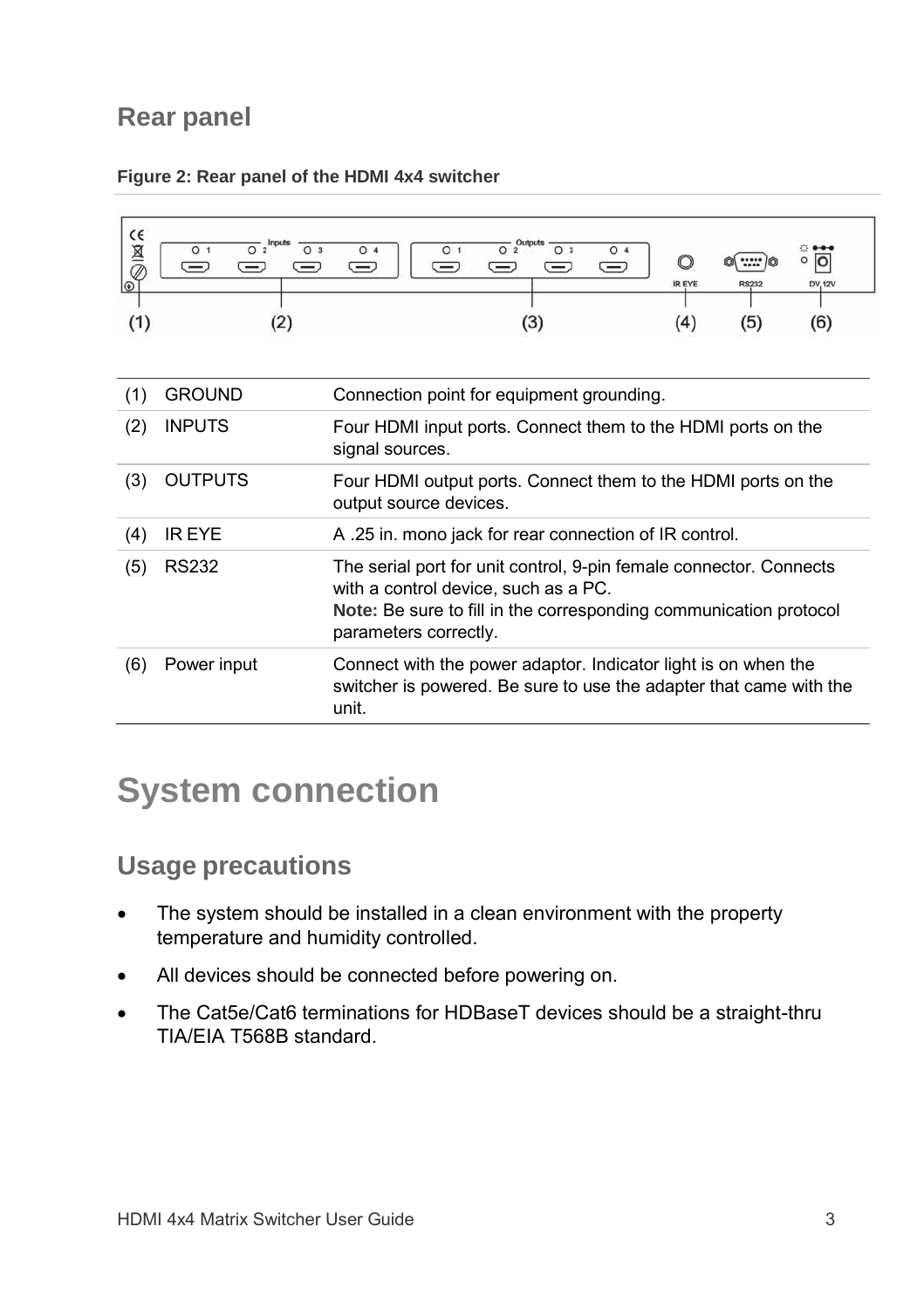## Rear panel

**Figure 2: Rear panel of the HDMI 4x4 switcher**

| | | |
|---|---|---|
| (1) | GROUND | Connection point for equipment grounding. |
| (2) | INPUTS | Four HDMI input ports. Connect them to the HDMI ports on the signal sources. |
| (3) | OUTPUTS | Four HDMI output ports. Connect them to the HDMI ports on the output source devices. |
| (4) | IR EYE | A .25 in. mono jack for rear connection of IR control. |
| (5) | RS232 | The serial port for unit control, 9-pin female connector. Connects with a control device, such as a PC.<br>**Note:** Be sure to fill in the corresponding communication protocol parameters correctly. |
| (6) | Power input | Connect with the power adaptor. Indicator light is on when the switcher is powered. Be sure to use the adapter that came with the unit. |

# System connection

## Usage precautions

- The system should be installed in a clean environment with the property temperature and humidity controlled.
- All devices should be connected before powering on.
- The Cat5e/Cat6 terminations for HDBaseT devices should be a straight-thru TIA/EIA T568B standard.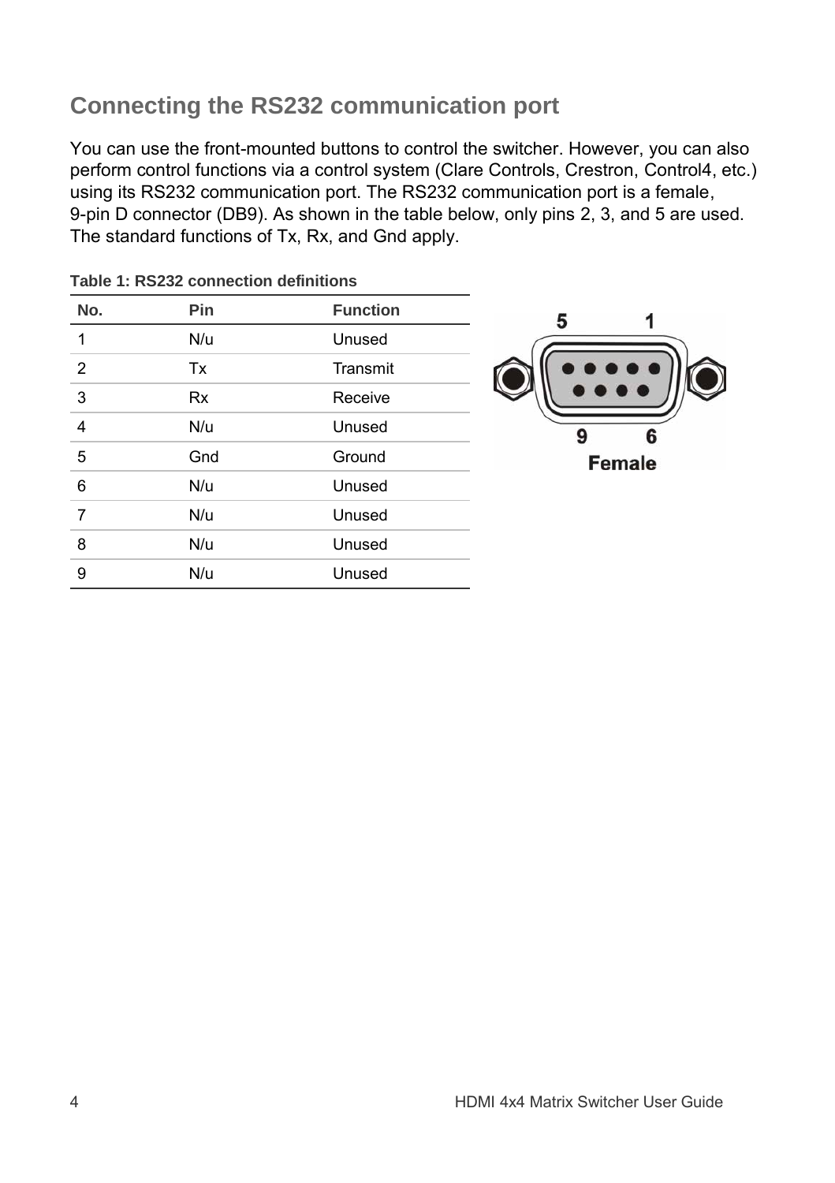## Connecting the RS232 communication port

You can use the front-mounted buttons to control the switcher. However, you can also perform control functions via a control system (Clare Controls, Crestron, Control4, etc.) using its RS232 communication port. The RS232 communication port is a female, 9-pin D connector (DB9). As shown in the table below, only pins 2, 3, and 5 are used. The standard functions of Tx, Rx, and Gnd apply.

**Table 1: RS232 connection definitions**

| No. | Pin | Function |
|---|---|---|
| 1 | N/u | Unused |
| 2 | Tx | Transmit |
| 3 | Rx | Receive |
| 4 | N/u | Unused |
| 5 | Gnd | Ground |
| 6 | N/u | Unused |
| 7 | N/u | Unused |
| 8 | N/u | Unused |
| 9 | N/u | Unused |

5 1

9 6

Female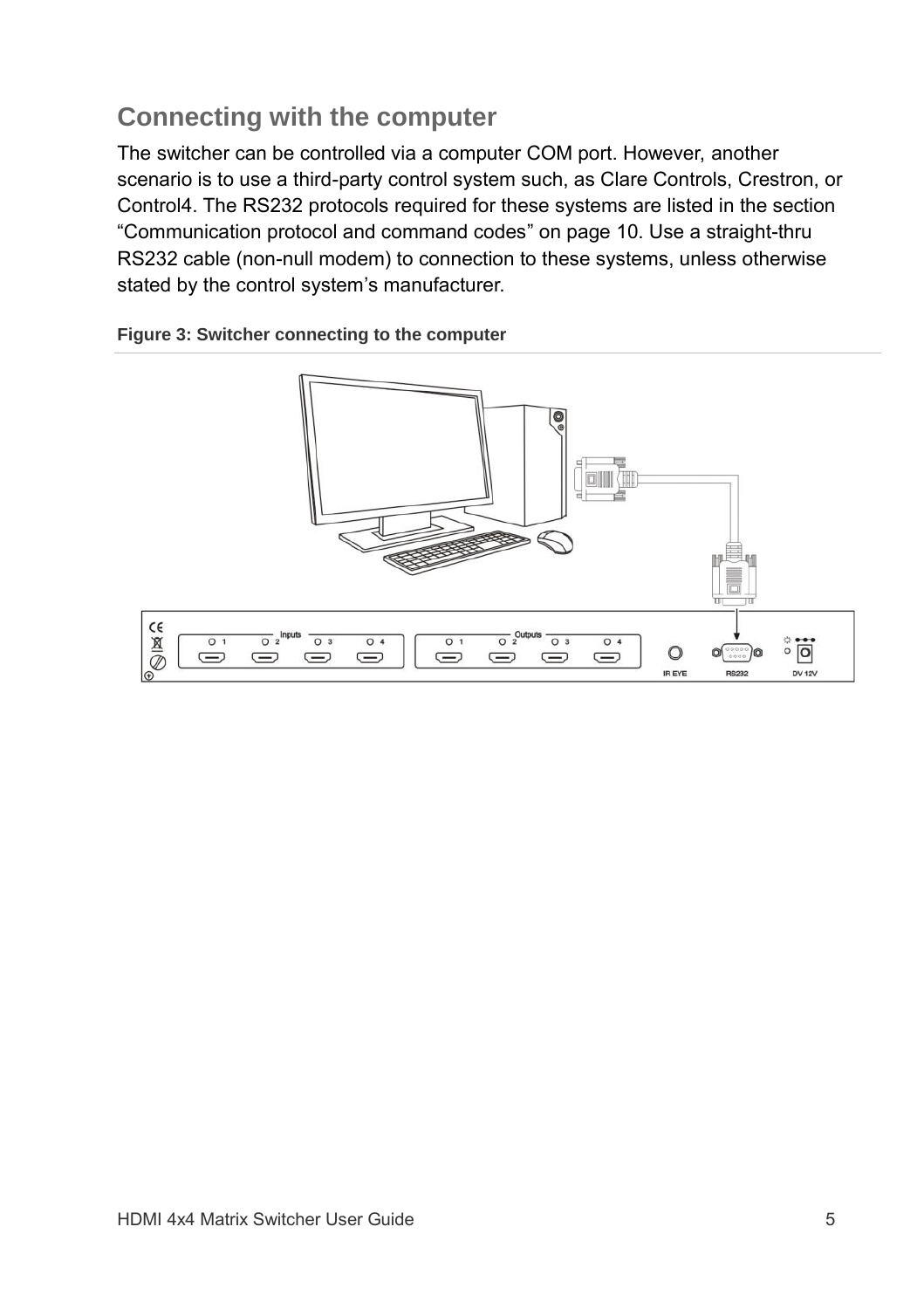## Connecting with the computer

The switcher can be controlled via a computer COM port. However, another scenario is to use a third-party control system such, as Clare Controls, Crestron, or Control4. The RS232 protocols required for these systems are listed in the section “Communication protocol and command codes” on page 10. Use a straight-thru RS232 cable (non-null modem) to connection to these systems, unless otherwise stated by the control system’s manufacturer.

**Figure 3: Switcher connecting to the computer**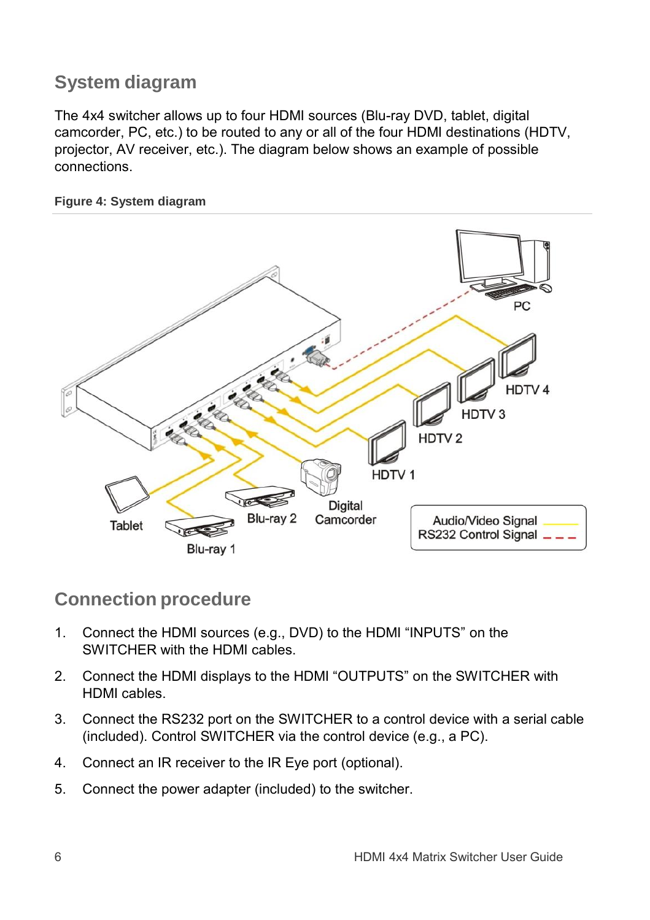## System diagram

The 4x4 switcher allows up to four HDMI sources (Blu-ray DVD, tablet, digital camcorder, PC, etc.) to be routed to any or all of the four HDMI destinations (HDTV, projector, AV receiver, etc.). The diagram below shows an example of possible connections.

**Figure 4: System diagram**

## Connection procedure

1. Connect the HDMI sources (e.g., DVD) to the HDMI "INPUTS" on the SWITCHER with the HDMI cables.
2. Connect the HDMI displays to the HDMI "OUTPUTS" on the SWITCHER with HDMI cables.
3. Connect the RS232 port on the SWITCHER to a control device with a serial cable (included). Control SWITCHER via the control device (e.g., a PC).
4. Connect an IR receiver to the IR Eye port (optional).
5. Connect the power adapter (included) to the switcher.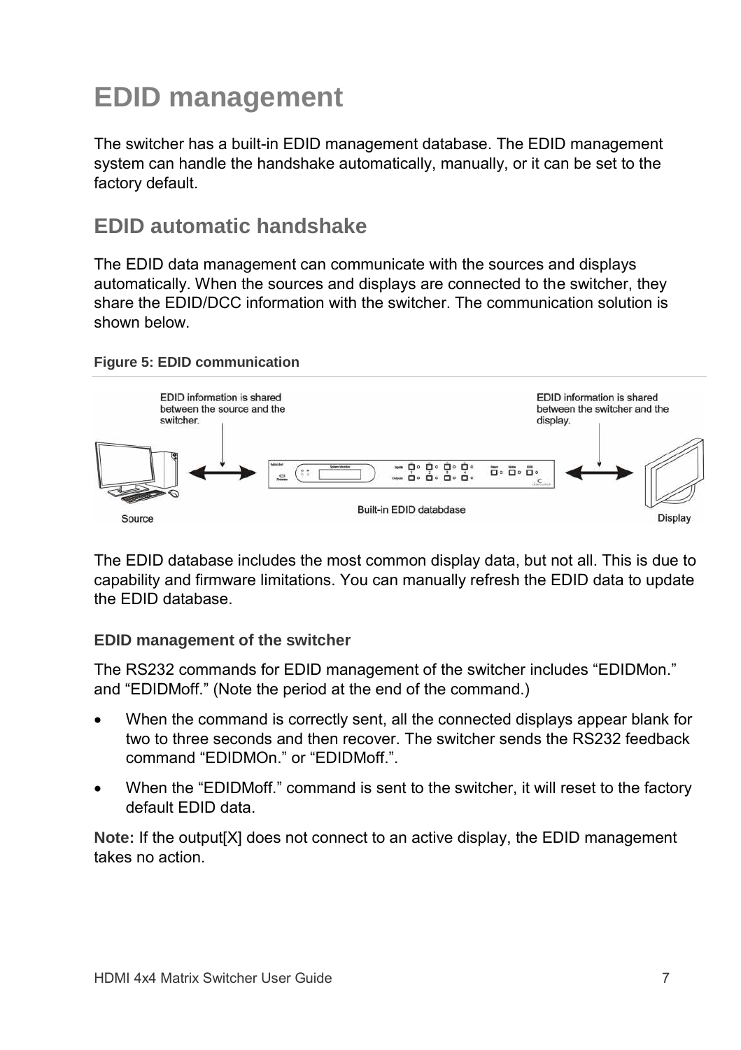# EDID management

The switcher has a built-in EDID management database. The EDID management system can handle the handshake automatically, manually, or it can be set to the factory default.

## EDID automatic handshake

The EDID data management can communicate with the sources and displays automatically. When the sources and displays are connected to the switcher, they share the EDID/DCC information with the switcher. The communication solution is shown below.

**Figure 5: EDID communication**

The EDID database includes the most common display data, but not all. This is due to capability and firmware limitations. You can manually refresh the EDID data to update the EDID database.

### EDID management of the switcher

The RS232 commands for EDID management of the switcher includes “EDIDMon.” and “EDIDMoff.” (Note the period at the end of the command.)

- When the command is correctly sent, all the connected displays appear blank for two to three seconds and then recover. The switcher sends the RS232 feedback command “EDIDMOn.” or “EDIDMoff.”.
- When the “EDIDMoff.” command is sent to the switcher, it will reset to the factory default EDID data.

**Note:** If the output[X] does not connect to an active display, the EDID management takes no action.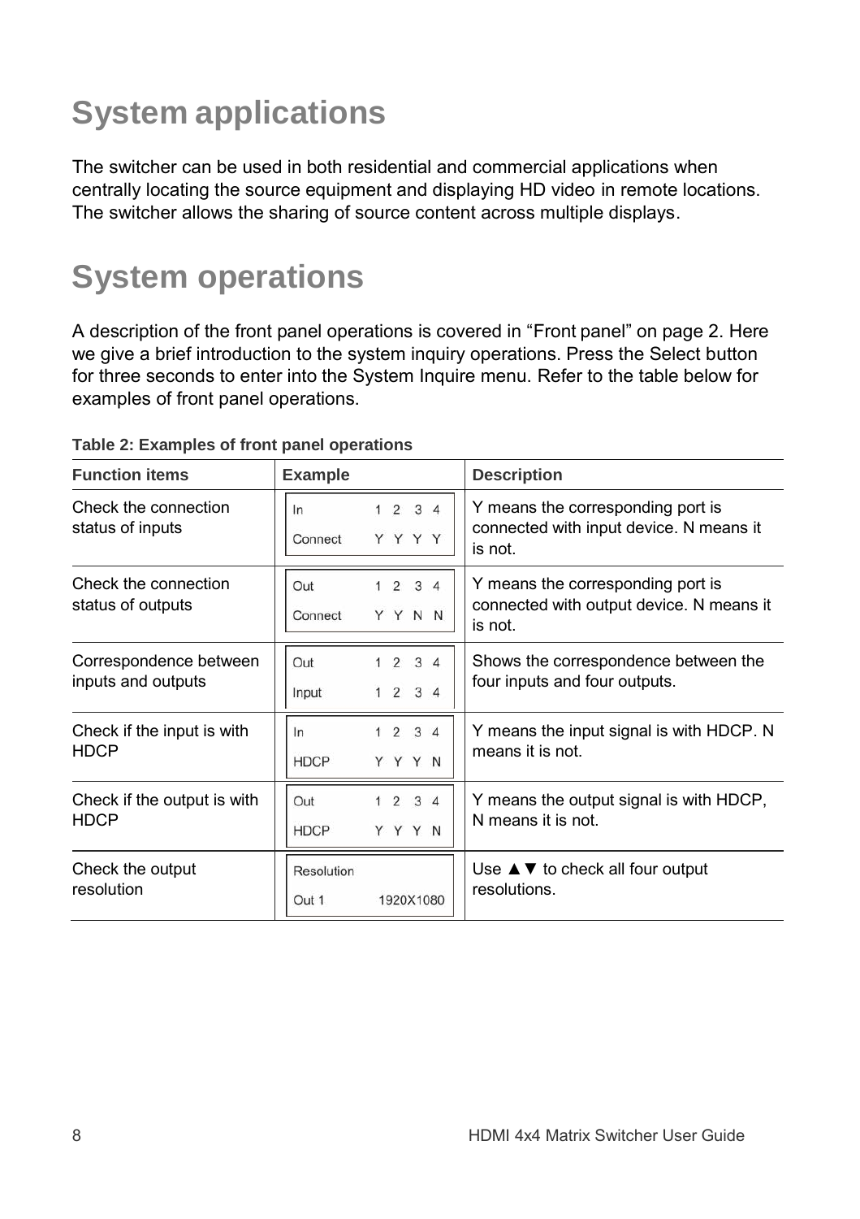# System applications

The switcher can be used in both residential and commercial applications when centrally locating the source equipment and displaying HD video in remote locations. The switcher allows the sharing of source content across multiple displays.

# System operations

A description of the front panel operations is covered in “Front panel” on page 2. Here we give a brief introduction to the system inquiry operations. Press the Select button for three seconds to enter into the System Inquire menu. Refer to the table below for examples of front panel operations.

**Table 2: Examples of front panel operations**

| Function items | Example | Description |
|---|---|---|
| Check the connection status of inputs | In 1 2 3 4<br>Connect Y Y Y Y | Y means the corresponding port is connected with input device. N means it is not. |
| Check the connection status of outputs | Out 1 2 3 4<br>Connect Y Y N N | Y means the corresponding port is connected with output device. N means it is not. |
| Correspondence between inputs and outputs | Out 1 2 3 4<br>Input 1 2 3 4 | Shows the correspondence between the four inputs and four outputs. |
| Check if the input is with HDCP | In 1 2 3 4<br>HDCP Y Y Y N | Y means the input signal is with HDCP. N means it is not. |
| Check if the output is with HDCP | Out 1 2 3 4<br>HDCP Y Y Y N | Y means the output signal is with HDCP, N means it is not. |
| Check the output resolution | Resolution<br>Out 1 1920X1080 | Use ▲▼ to check all four output resolutions. |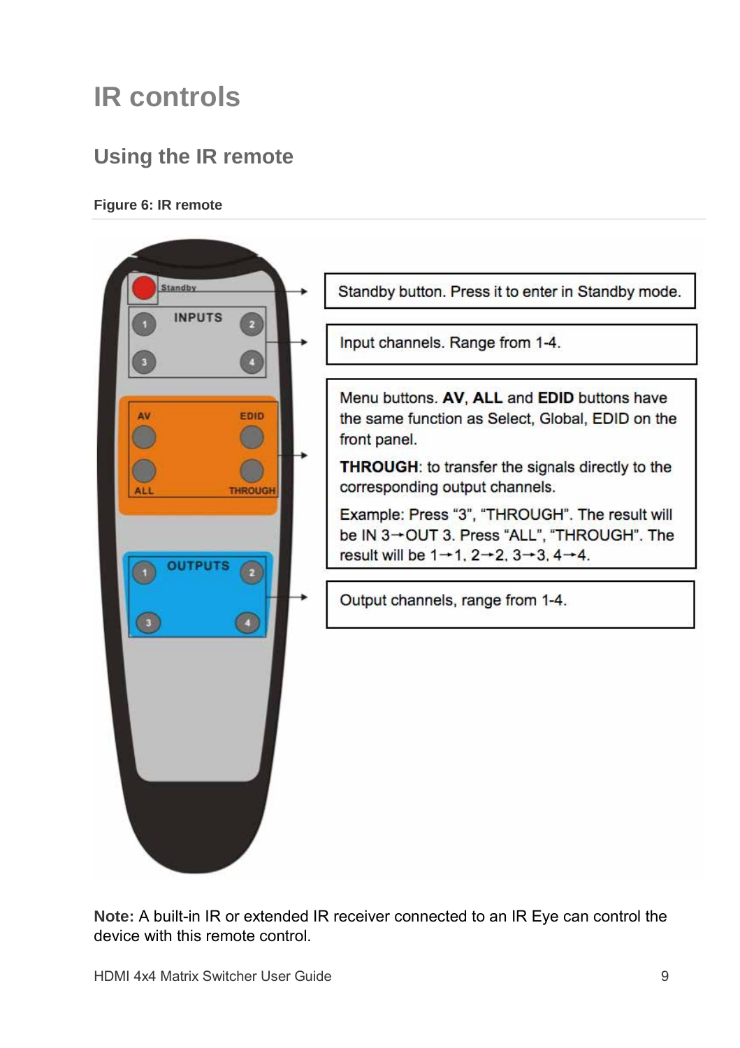# IR controls

## Using the IR remote

**Figure 6: IR remote**

Standby button. Press it to enter in Standby mode.

Input channels. Range from 1-4.

Menu buttons. **AV**, **ALL** and **EDID** buttons have the same function as Select, Global, EDID on the front panel.

**THROUGH**: to transfer the signals directly to the corresponding output channels.

Example: Press “3”, “THROUGH”. The result will be IN 3→OUT 3. Press “ALL”, “THROUGH”. The result will be 1→1, 2→2, 3→3, 4→4.

Output channels, range from 1-4.

**Note:** A built-in IR or extended IR receiver connected to an IR Eye can control the device with this remote control.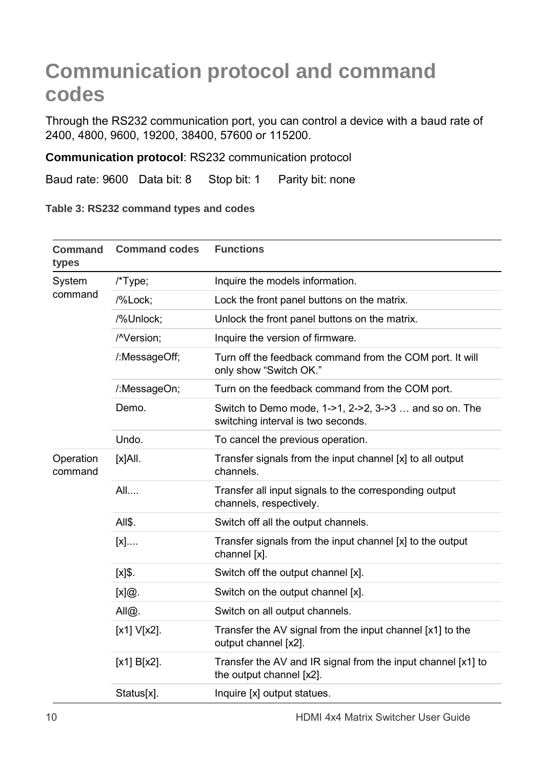# Communication protocol and command codes

Through the RS232 communication port, you can control a device with a baud rate of 2400, 4800, 9600, 19200, 38400, 57600 or 115200.

**Communication protocol**: RS232 communication protocol

Baud rate: 9600   Data bit: 8   Stop bit: 1   Parity bit: none

**Table 3: RS232 command types and codes**

| Command types | Command codes | Functions |
|---|---|---|
| System command | /*Type; | Inquire the models information. |
| | /%Lock; | Lock the front panel buttons on the matrix. |
| | /%Unlock; | Unlock the front panel buttons on the matrix. |
| | /^Version; | Inquire the version of firmware. |
| | /:MessageOff; | Turn off the feedback command from the COM port. It will only show “Switch OK.” |
| | /:MessageOn; | Turn on the feedback command from the COM port. |
| | Demo. | Switch to Demo mode, 1->1, 2->2, 3->3 … and so on. The switching interval is two seconds. |
| | Undo. | To cancel the previous operation. |
| Operation command | [x]All. | Transfer signals from the input channel [x] to all output channels. |
| | All.... | Transfer all input signals to the corresponding output channels, respectively. |
| | All$. | Switch off all the output channels. |
| | [x].... | Transfer signals from the input channel [x] to the output channel [x]. |
| | [x]$. | Switch off the output channel [x]. |
| | [x]@. | Switch on the output channel [x]. |
| | All@. | Switch on all output channels. |
| | [x1] V[x2]. | Transfer the AV signal from the input channel [x1] to the output channel [x2]. |
| | [x1] B[x2]. | Transfer the AV and IR signal from the input channel [x1] to the output channel [x2]. |
| | Status[x]. | Inquire [x] output statues. |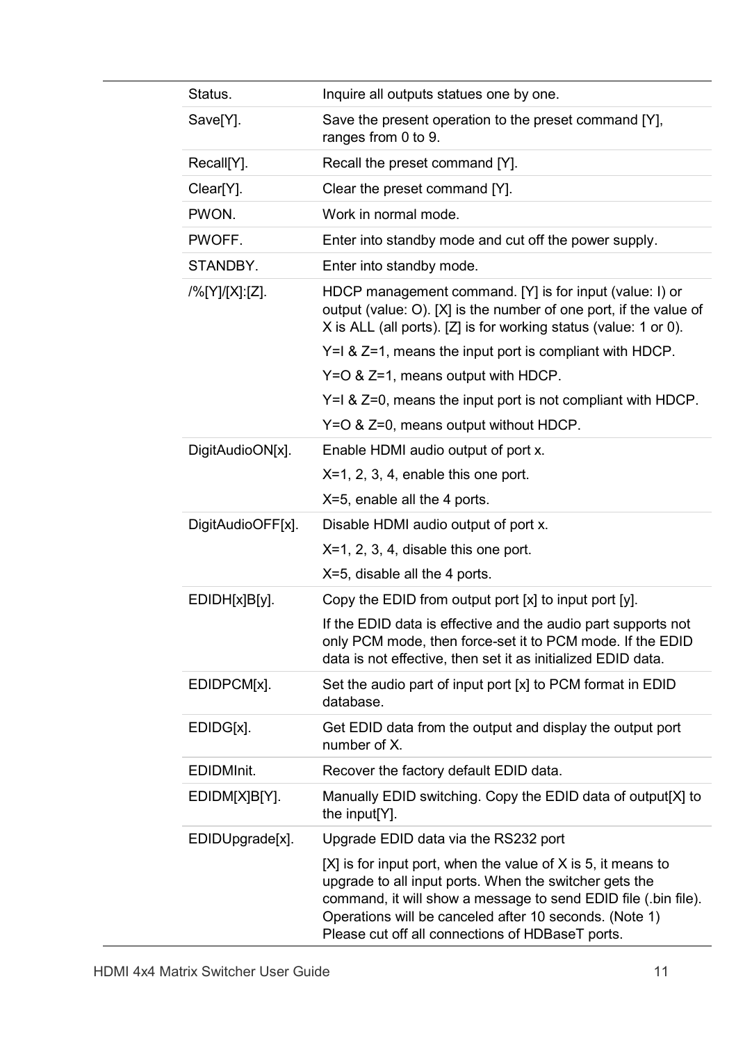| Command | Description |
|---|---|
| Status. | Inquire all outputs statues one by one. |
| Save[Y]. | Save the present operation to the preset command [Y], ranges from 0 to 9. |
| Recall[Y]. | Recall the preset command [Y]. |
| Clear[Y]. | Clear the preset command [Y]. |
| PWON. | Work in normal mode. |
| PWOFF. | Enter into standby mode and cut off the power supply. |
| STANDBY. | Enter into standby mode. |
| /%[Y]/[X]:[Z]. | HDCP management command. [Y] is for input (value: I) or output (value: O). [X] is the number of one port, if the value of X is ALL (all ports). [Z] is for working status (value: 1 or 0).<br>Y=I & Z=1, means the input port is compliant with HDCP.<br>Y=O & Z=1, means output with HDCP.<br>Y=I & Z=0, means the input port is not compliant with HDCP.<br>Y=O & Z=0, means output without HDCP. |
| DigitAudioON[x]. | Enable HDMI audio output of port x.<br>X=1, 2, 3, 4, enable this one port.<br>X=5, enable all the 4 ports. |
| DigitAudioOFF[x]. | Disable HDMI audio output of port x.<br>X=1, 2, 3, 4, disable this one port.<br>X=5, disable all the 4 ports. |
| EDIDH[x]B[y]. | Copy the EDID from output port [x] to input port [y].<br>If the EDID data is effective and the audio part supports not only PCM mode, then force-set it to PCM mode. If the EDID data is not effective, then set it as initialized EDID data. |
| EDIDPCM[x]. | Set the audio part of input port [x] to PCM format in EDID database. |
| EDIDG[x]. | Get EDID data from the output and display the output port number of X. |
| EDIDMInit. | Recover the factory default EDID data. |
| EDIDM[X]B[Y]. | Manually EDID switching. Copy the EDID data of output[X] to the input[Y]. |
| EDIDUpgrade[x]. | Upgrade EDID data via the RS232 port<br>[X] is for input port, when the value of X is 5, it means to upgrade to all input ports. When the switcher gets the command, it will show a message to send EDID file (.bin file). Operations will be canceled after 10 seconds. (Note 1) Please cut off all connections of HDBaseT ports. |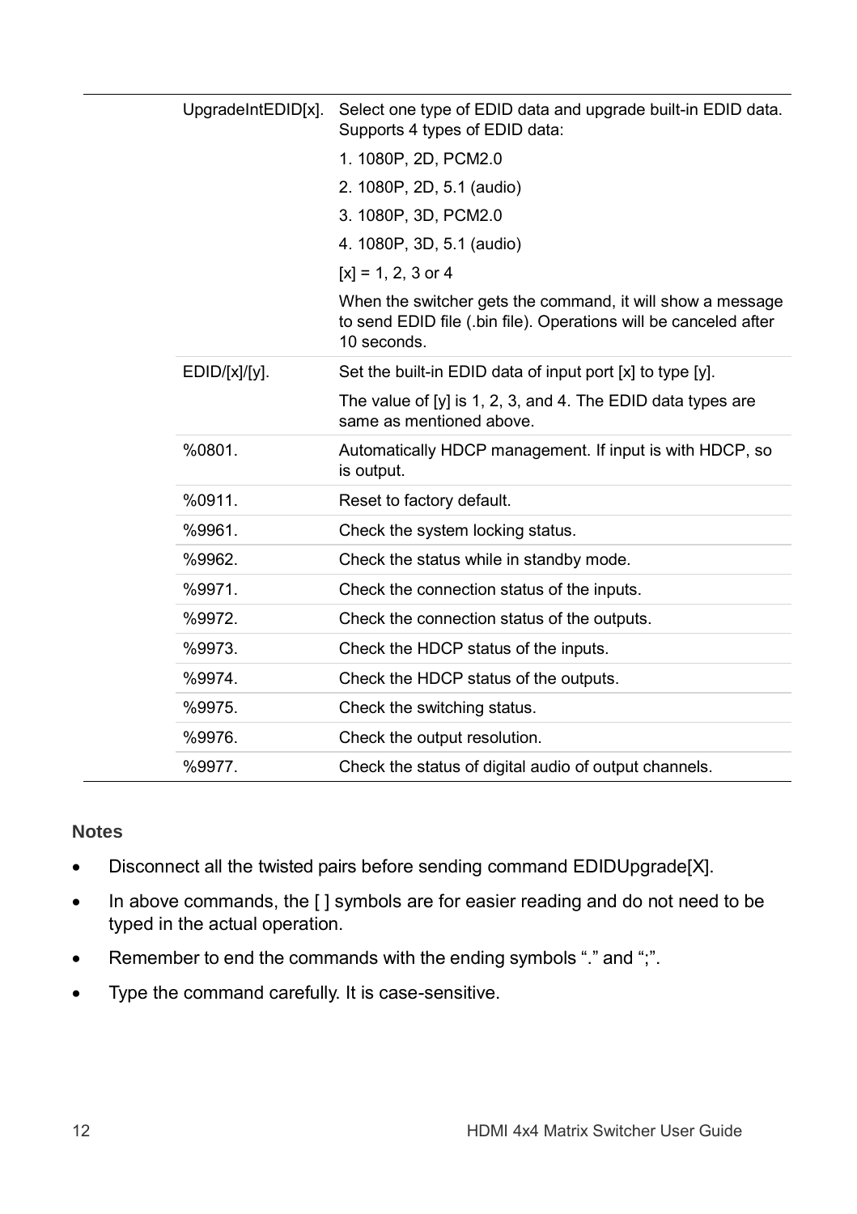| | |
|---|---|
| UpgradeIntEDID[x]. | Select one type of EDID data and upgrade built-in EDID data. Supports 4 types of EDID data:<br>1. 1080P, 2D, PCM2.0<br>2. 1080P, 2D, 5.1 (audio)<br>3. 1080P, 3D, PCM2.0<br>4. 1080P, 3D, 5.1 (audio)<br>[x] = 1, 2, 3 or 4<br>When the switcher gets the command, it will show a message to send EDID file (.bin file). Operations will be canceled after 10 seconds. |
| EDID/[x]/[y]. | Set the built-in EDID data of input port [x] to type [y].<br>The value of [y] is 1, 2, 3, and 4. The EDID data types are same as mentioned above. |
| %0801. | Automatically HDCP management. If input is with HDCP, so is output. |
| %0911. | Reset to factory default. |
| %9961. | Check the system locking status. |
| %9962. | Check the status while in standby mode. |
| %9971. | Check the connection status of the inputs. |
| %9972. | Check the connection status of the outputs. |
| %9973. | Check the HDCP status of the inputs. |
| %9974. | Check the HDCP status of the outputs. |
| %9975. | Check the switching status. |
| %9976. | Check the output resolution. |
| %9977. | Check the status of digital audio of output channels. |

**Notes**

- Disconnect all the twisted pairs before sending command EDIDUpgrade[X].
- In above commands, the [ ] symbols are for easier reading and do not need to be typed in the actual operation.
- Remember to end the commands with the ending symbols "." and ";".
- Type the command carefully. It is case-sensitive.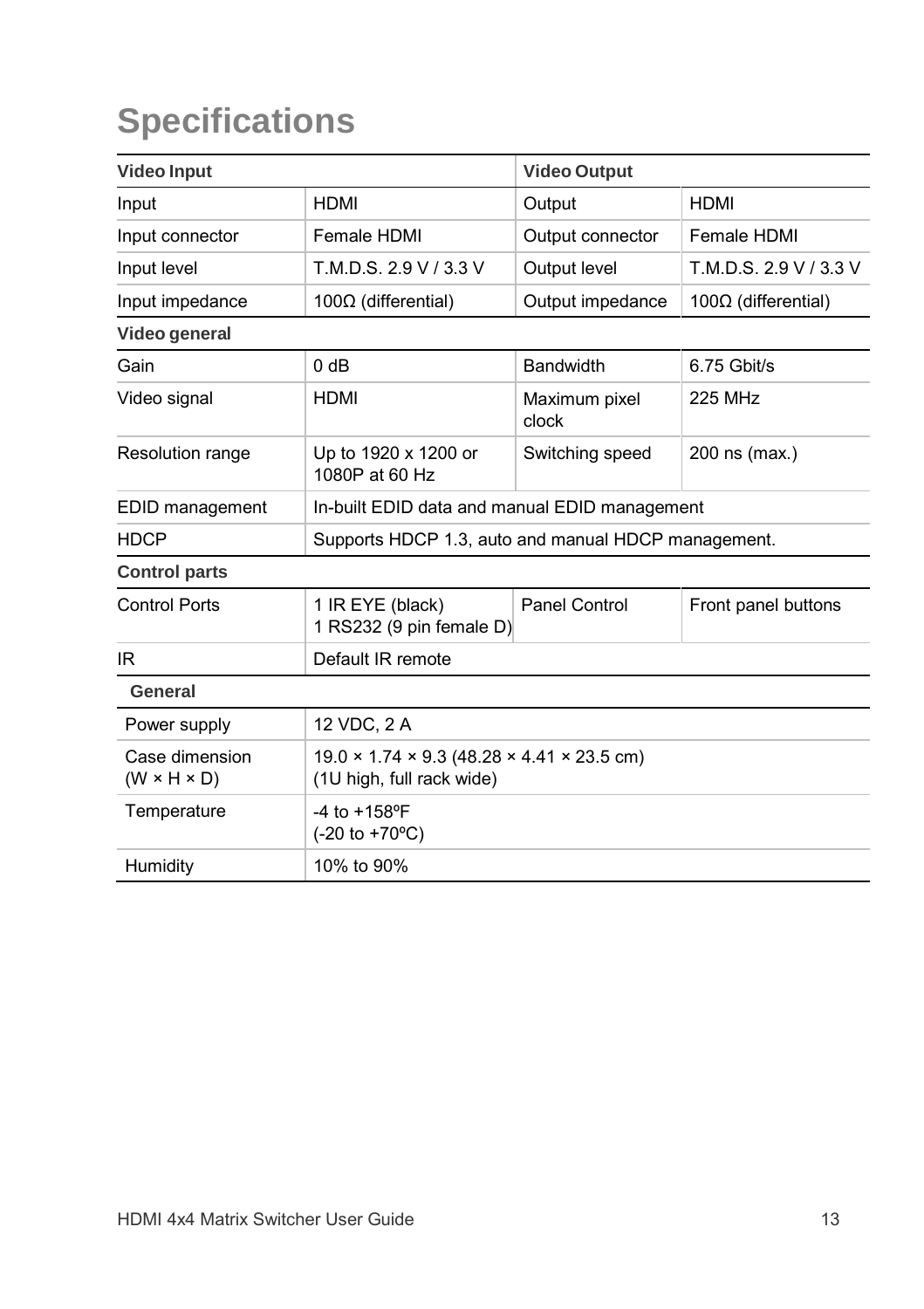# Specifications

| Video Input | | Video Output | |
|---|---|---|---|
| Input | HDMI | Output | HDMI |
| Input connector | Female HDMI | Output connector | Female HDMI |
| Input level | T.M.D.S. 2.9 V / 3.3 V | Output level | T.M.D.S. 2.9 V / 3.3 V |
| Input impedance | 100Ω (differential) | Output impedance | 100Ω (differential) |
| **Video general** | | | |
| Gain | 0 dB | Bandwidth | 6.75 Gbit/s |
| Video signal | HDMI | Maximum pixel clock | 225 MHz |
| Resolution range | Up to 1920 x 1200 or 1080P at 60 Hz | Switching speed | 200 ns (max.) |
| EDID management | In-built EDID data and manual EDID management | | |
| HDCP | Supports HDCP 1.3, auto and manual HDCP management. | | |
| **Control parts** | | | |
| Control Ports | 1 IR EYE (black)<br>1 RS232 (9 pin female D) | Panel Control | Front panel buttons |
| IR | Default IR remote | | |
| **General** | | | |
| Power supply | 12 VDC, 2 A | | |
| Case dimension (W × H × D) | 19.0 × 1.74 × 9.3 (48.28 × 4.41 × 23.5 cm)<br>(1U high, full rack wide) | | |
| Temperature | -4 to +158ºF<br>(-20 to +70ºC) | | |
| Humidity | 10% to 90% | | |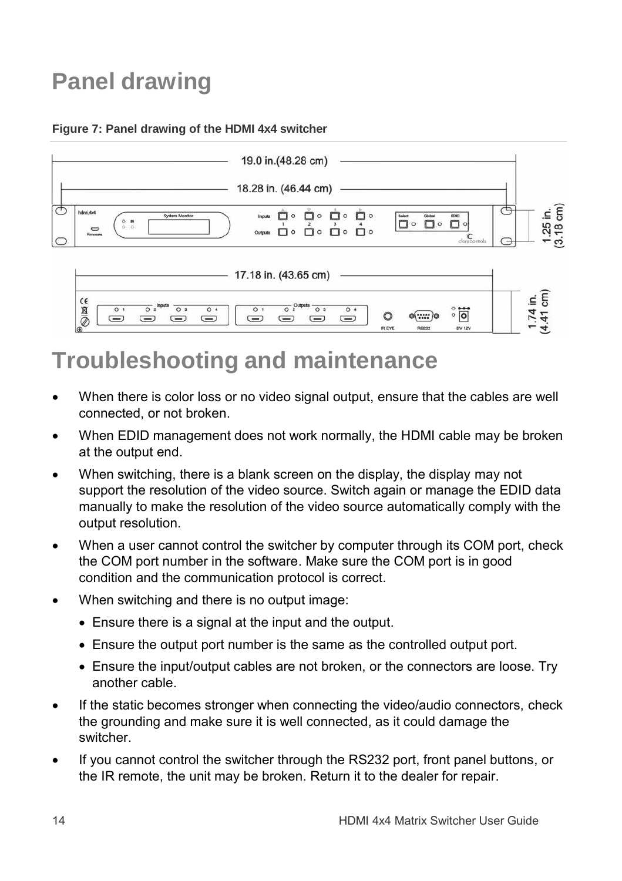# Panel drawing

**Figure 7: Panel drawing of the HDMI 4x4 switcher**

# Troubleshooting and maintenance

- When there is color loss or no video signal output, ensure that the cables are well connected, or not broken.
- When EDID management does not work normally, the HDMI cable may be broken at the output end.
- When switching, there is a blank screen on the display, the display may not support the resolution of the video source. Switch again or manage the EDID data manually to make the resolution of the video source automatically comply with the output resolution.
- When a user cannot control the switcher by computer through its COM port, check the COM port number in the software. Make sure the COM port is in good condition and the communication protocol is correct.
- When switching and there is no output image:
  - Ensure there is a signal at the input and the output.
  - Ensure the output port number is the same as the controlled output port.
  - Ensure the input/output cables are not broken, or the connectors are loose. Try another cable.
- If the static becomes stronger when connecting the video/audio connectors, check the grounding and make sure it is well connected, as it could damage the switcher.
- If you cannot control the switcher through the RS232 port, front panel buttons, or the IR remote, the unit may be broken. Return it to the dealer for repair.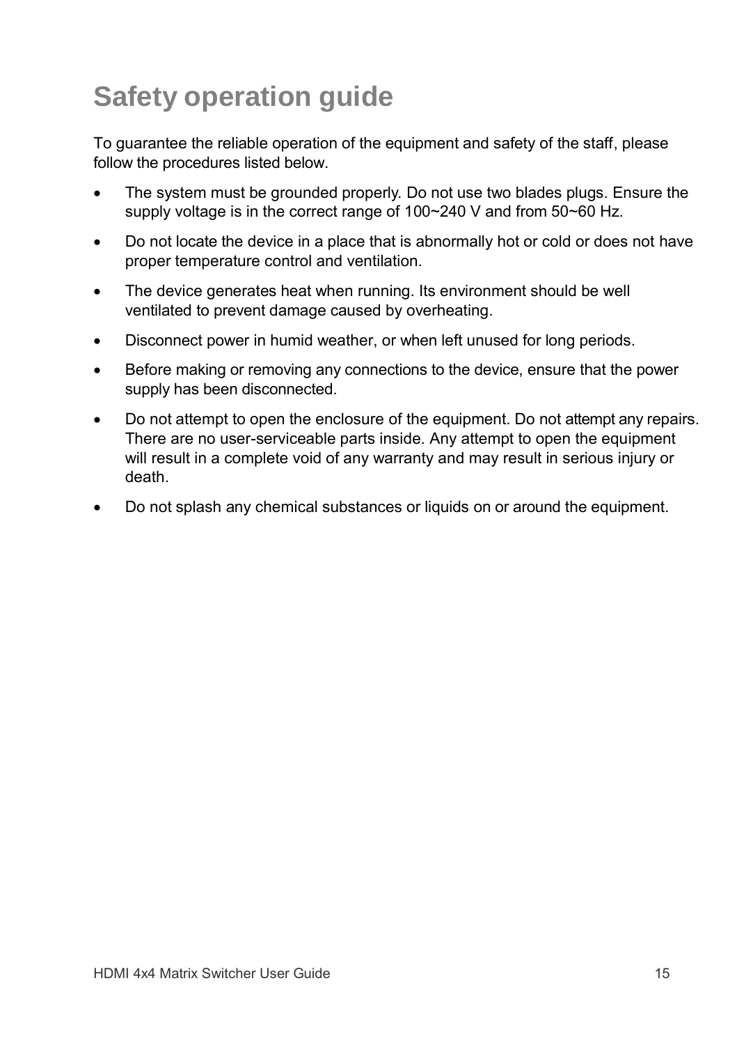# Safety operation guide

To guarantee the reliable operation of the equipment and safety of the staff, please follow the procedures listed below.

- The system must be grounded properly. Do not use two blades plugs. Ensure the supply voltage is in the correct range of 100~240 V and from 50~60 Hz.
- Do not locate the device in a place that is abnormally hot or cold or does not have proper temperature control and ventilation.
- The device generates heat when running. Its environment should be well ventilated to prevent damage caused by overheating.
- Disconnect power in humid weather, or when left unused for long periods.
- Before making or removing any connections to the device, ensure that the power supply has been disconnected.
- Do not attempt to open the enclosure of the equipment. Do not attempt any repairs. There are no user-serviceable parts inside. Any attempt to open the equipment will result in a complete void of any warranty and may result in serious injury or death.
- Do not splash any chemical substances or liquids on or around the equipment.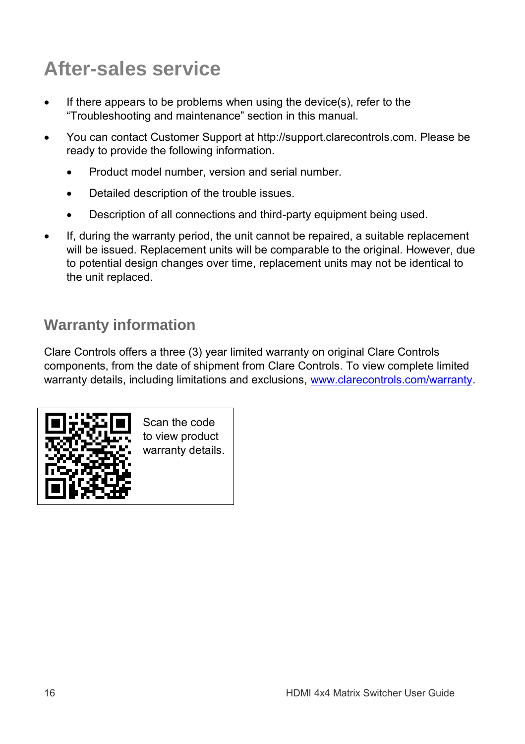# After-sales service

- If there appears to be problems when using the device(s), refer to the "Troubleshooting and maintenance" section in this manual.
- You can contact Customer Support at http://support.clarecontrols.com. Please be ready to provide the following information.
  - Product model number, version and serial number.
  - Detailed description of the trouble issues.
  - Description of all connections and third-party equipment being used.
- If, during the warranty period, the unit cannot be repaired, a suitable replacement will be issued. Replacement units will be comparable to the original. However, due to potential design changes over time, replacement units may not be identical to the unit replaced.

## Warranty information

Clare Controls offers a three (3) year limited warranty on original Clare Controls components, from the date of shipment from Clare Controls. To view complete limited warranty details, including limitations and exclusions, [www.clarecontrols.com/warranty](www.clarecontrols.com/warranty).

Scan the code to view product warranty details.